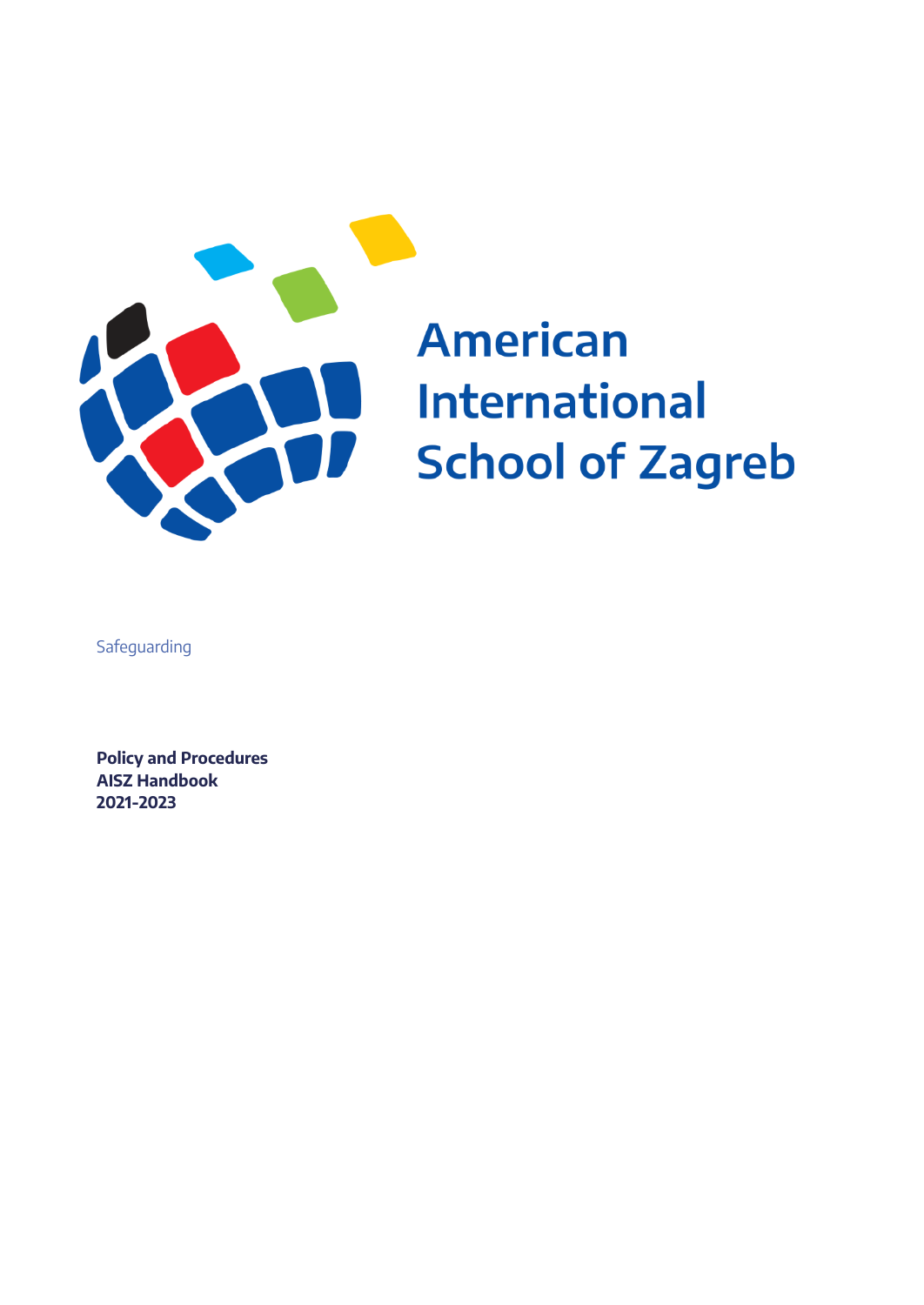# American International School of Zagreb

Safeguarding

**Policy and Procedures**
**AISZ Handbook**
**2021-2023**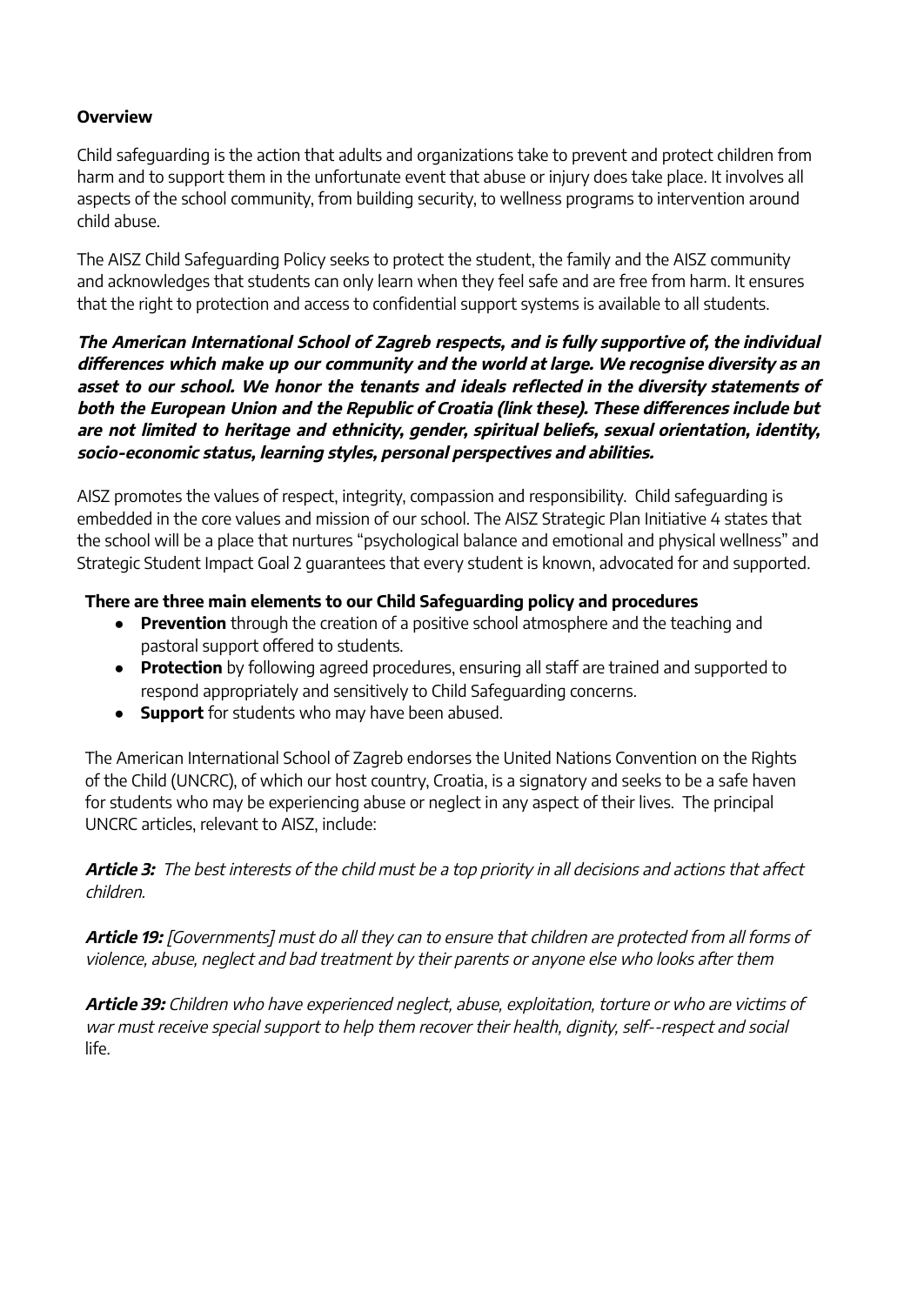## Overview

Child safeguarding is the action that adults and organizations take to prevent and protect children from harm and to support them in the unfortunate event that abuse or injury does take place. It involves all aspects of the school community, from building security, to wellness programs to intervention around child abuse.

The AISZ Child Safeguarding Policy seeks to protect the student, the family and the AISZ community and acknowledges that students can only learn when they feel safe and are free from harm. It ensures that the right to protection and access to confidential support systems is available to all students.

***The American International School of Zagreb respects, and is fully supportive of, the individual differences which make up our community and the world at large. We recognise diversity as an asset to our school. We honor the tenants and ideals reflected in the diversity statements of both the European Union and the Republic of Croatia (link these). These differences include but are not limited to heritage and ethnicity, gender, spiritual beliefs, sexual orientation, identity, socio-economic status, learning styles, personal perspectives and abilities.***

AISZ promotes the values of respect, integrity, compassion and responsibility. Child safeguarding is embedded in the core values and mission of our school. The AISZ Strategic Plan Initiative 4 states that the school will be a place that nurtures "psychological balance and emotional and physical wellness" and Strategic Student Impact Goal 2 guarantees that every student is known, advocated for and supported.

**There are three main elements to our Child Safeguarding policy and procedures**

- **Prevention** through the creation of a positive school atmosphere and the teaching and pastoral support offered to students.
- **Protection** by following agreed procedures, ensuring all staff are trained and supported to respond appropriately and sensitively to Child Safeguarding concerns.
- **Support** for students who may have been abused.

The American International School of Zagreb endorses the United Nations Convention on the Rights of the Child (UNCRC), of which our host country, Croatia, is a signatory and seeks to be a safe haven for students who may be experiencing abuse or neglect in any aspect of their lives. The principal UNCRC articles, relevant to AISZ, include:

***Article 3:*** *The best interests of the child must be a top priority in all decisions and actions that affect children.*

***Article 19:*** *[Governments] must do all they can to ensure that children are protected from all forms of violence, abuse, neglect and bad treatment by their parents or anyone else who looks after them*

***Article 39:*** *Children who have experienced neglect, abuse, exploitation, torture or who are victims of war must receive special support to help them recover their health, dignity, self--respect and social life.*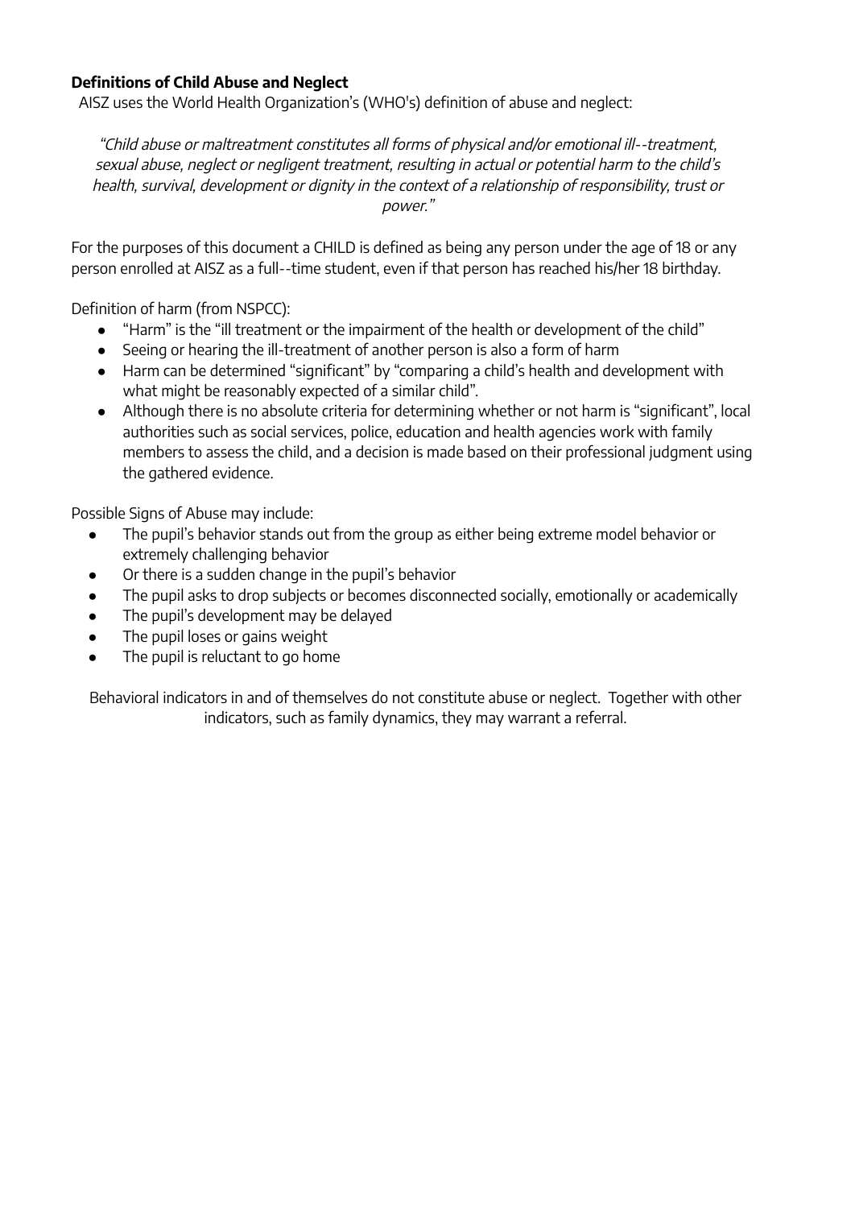**Definitions of Child Abuse and Neglect**

AISZ uses the World Health Organization's (WHO's) definition of abuse and neglect:

*"Child abuse or maltreatment constitutes all forms of physical and/or emotional ill--treatment, sexual abuse, neglect or negligent treatment, resulting in actual or potential harm to the child's health, survival, development or dignity in the context of a relationship of responsibility, trust or power."*

For the purposes of this document a CHILD is defined as being any person under the age of 18 or any person enrolled at AISZ as a full--time student, even if that person has reached his/her 18 birthday.

Definition of harm (from NSPCC):

- "Harm" is the "ill treatment or the impairment of the health or development of the child"
- Seeing or hearing the ill-treatment of another person is also a form of harm
- Harm can be determined "significant" by "comparing a child's health and development with what might be reasonably expected of a similar child".
- Although there is no absolute criteria for determining whether or not harm is "significant", local authorities such as social services, police, education and health agencies work with family members to assess the child, and a decision is made based on their professional judgment using the gathered evidence.

Possible Signs of Abuse may include:

- The pupil's behavior stands out from the group as either being extreme model behavior or extremely challenging behavior
- Or there is a sudden change in the pupil's behavior
- The pupil asks to drop subjects or becomes disconnected socially, emotionally or academically
- The pupil's development may be delayed
- The pupil loses or gains weight
- The pupil is reluctant to go home

Behavioral indicators in and of themselves do not constitute abuse or neglect. Together with other indicators, such as family dynamics, they may warrant a referral.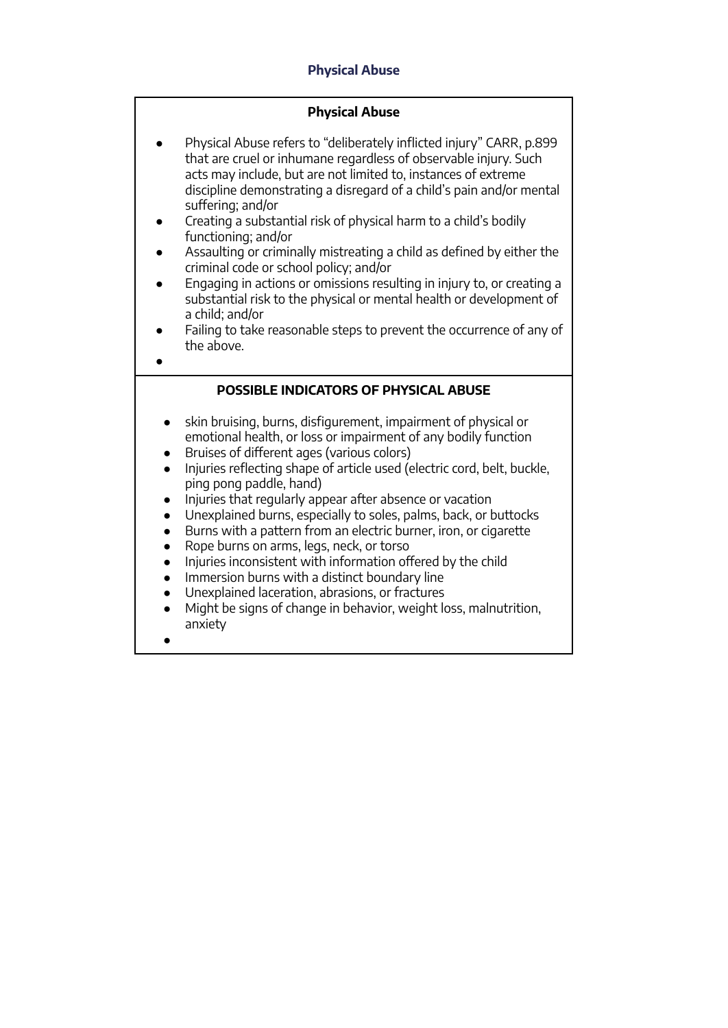## Physical Abuse

### Physical Abuse

- Physical Abuse refers to "deliberately inflicted injury" CARR, p.899 that are cruel or inhumane regardless of observable injury. Such acts may include, but are not limited to, instances of extreme discipline demonstrating a disregard of a child's pain and/or mental suffering; and/or
- Creating a substantial risk of physical harm to a child's bodily functioning; and/or
- Assaulting or criminally mistreating a child as defined by either the criminal code or school policy; and/or
- Engaging in actions or omissions resulting in injury to, or creating a substantial risk to the physical or mental health or development of a child; and/or
- Failing to take reasonable steps to prevent the occurrence of any of the above.

### POSSIBLE INDICATORS OF PHYSICAL ABUSE

- skin bruising, burns, disfigurement, impairment of physical or emotional health, or loss or impairment of any bodily function
- Bruises of different ages (various colors)
- Injuries reflecting shape of article used (electric cord, belt, buckle, ping pong paddle, hand)
- Injuries that regularly appear after absence or vacation
- Unexplained burns, especially to soles, palms, back, or buttocks
- Burns with a pattern from an electric burner, iron, or cigarette
- Rope burns on arms, legs, neck, or torso
- Injuries inconsistent with information offered by the child
- Immersion burns with a distinct boundary line
- Unexplained laceration, abrasions, or fractures
- Might be signs of change in behavior, weight loss, malnutrition, anxiety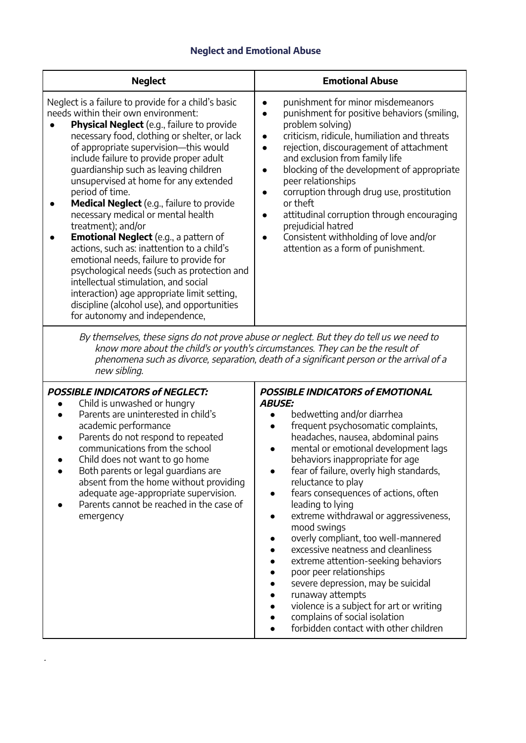## Neglect and Emotional Abuse

| Neglect | Emotional Abuse |
|---|---|
| Neglect is a failure to provide for a child's basic needs within their own environment:<br>• **Physical Neglect** (e.g., failure to provide necessary food, clothing or shelter, or lack of appropriate supervision—this would include failure to provide proper adult guardianship such as leaving children unsupervised at home for any extended period of time.<br>• **Medical Neglect** (e.g., failure to provide necessary medical or mental health treatment); and/or<br>• **Emotional Neglect** (e.g., a pattern of actions, such as: inattention to a child's emotional needs, failure to provide for psychological needs (such as protection and intellectual stimulation, and social interaction) age appropriate limit setting, discipline (alcohol use), and opportunities for autonomy and independence, | • punishment for minor misdemeanors<br>• punishment for positive behaviors (smiling, problem solving)<br>• criticism, ridicule, humiliation and threats<br>• rejection, discouragement of attachment and exclusion from family life<br>• blocking of the development of appropriate peer relationships<br>• corruption through drug use, prostitution or theft<br>• attitudinal corruption through encouraging prejudicial hatred<br>• Consistent withholding of love and/or attention as a form of punishment. |
| *By themselves, these signs do not prove abuse or neglect. But they do tell us we need to know more about the child's or youth's circumstances. They can be the result of phenomena such as divorce, separation, death of a significant person or the arrival of a new sibling.* | |
| ***POSSIBLE INDICATORS of NEGLECT:***<br>• Child is unwashed or hungry<br>• Parents are uninterested in child's academic performance<br>• Parents do not respond to repeated communications from the school<br>• Child does not want to go home<br>• Both parents or legal guardians are absent from the home without providing adequate age-appropriate supervision.<br>• Parents cannot be reached in the case of emergency | ***POSSIBLE INDICATORS of EMOTIONAL ABUSE:***<br>• bedwetting and/or diarrhea<br>• frequent psychosomatic complaints, headaches, nausea, abdominal pains<br>• mental or emotional development lags behaviors inappropriate for age<br>• fear of failure, overly high standards, reluctance to play<br>• fears consequences of actions, often leading to lying<br>• extreme withdrawal or aggressiveness, mood swings<br>• overly compliant, too well-mannered<br>• excessive neatness and cleanliness<br>• extreme attention-seeking behaviors<br>• poor peer relationships<br>• severe depression, may be suicidal<br>• runaway attempts<br>• violence is a subject for art or writing<br>• complains of social isolation<br>• forbidden contact with other children |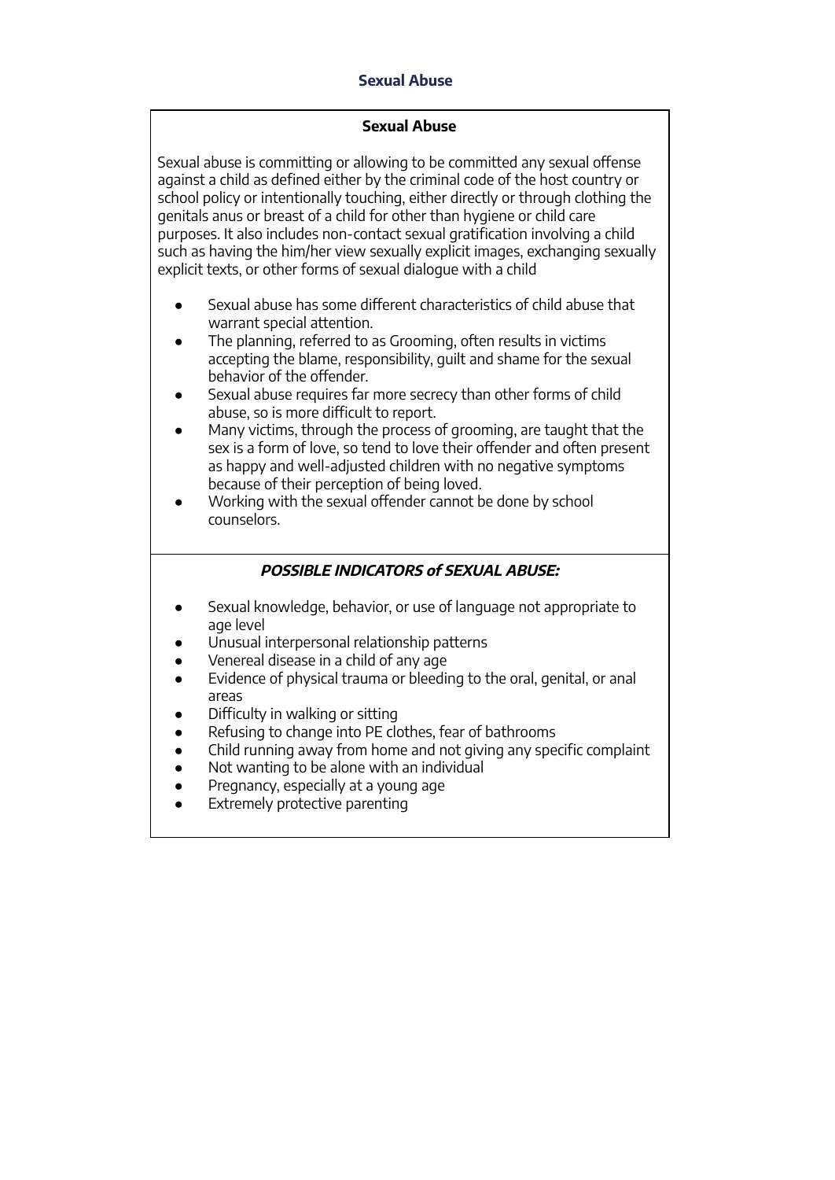## Sexual Abuse

### Sexual Abuse

Sexual abuse is committing or allowing to be committed any sexual offense against a child as defined either by the criminal code of the host country or school policy or intentionally touching, either directly or through clothing the genitals anus or breast of a child for other than hygiene or child care purposes. It also includes non-contact sexual gratification involving a child such as having the him/her view sexually explicit images, exchanging sexually explicit texts, or other forms of sexual dialogue with a child

- Sexual abuse has some different characteristics of child abuse that warrant special attention.
- The planning, referred to as Grooming, often results in victims accepting the blame, responsibility, guilt and shame for the sexual behavior of the offender.
- Sexual abuse requires far more secrecy than other forms of child abuse, so is more difficult to report.
- Many victims, through the process of grooming, are taught that the sex is a form of love, so tend to love their offender and often present as happy and well-adjusted children with no negative symptoms because of their perception of being loved.
- Working with the sexual offender cannot be done by school counselors.

### ***POSSIBLE INDICATORS of SEXUAL ABUSE:***

- Sexual knowledge, behavior, or use of language not appropriate to age level
- Unusual interpersonal relationship patterns
- Venereal disease in a child of any age
- Evidence of physical trauma or bleeding to the oral, genital, or anal areas
- Difficulty in walking or sitting
- Refusing to change into PE clothes, fear of bathrooms
- Child running away from home and not giving any specific complaint
- Not wanting to be alone with an individual
- Pregnancy, especially at a young age
- Extremely protective parenting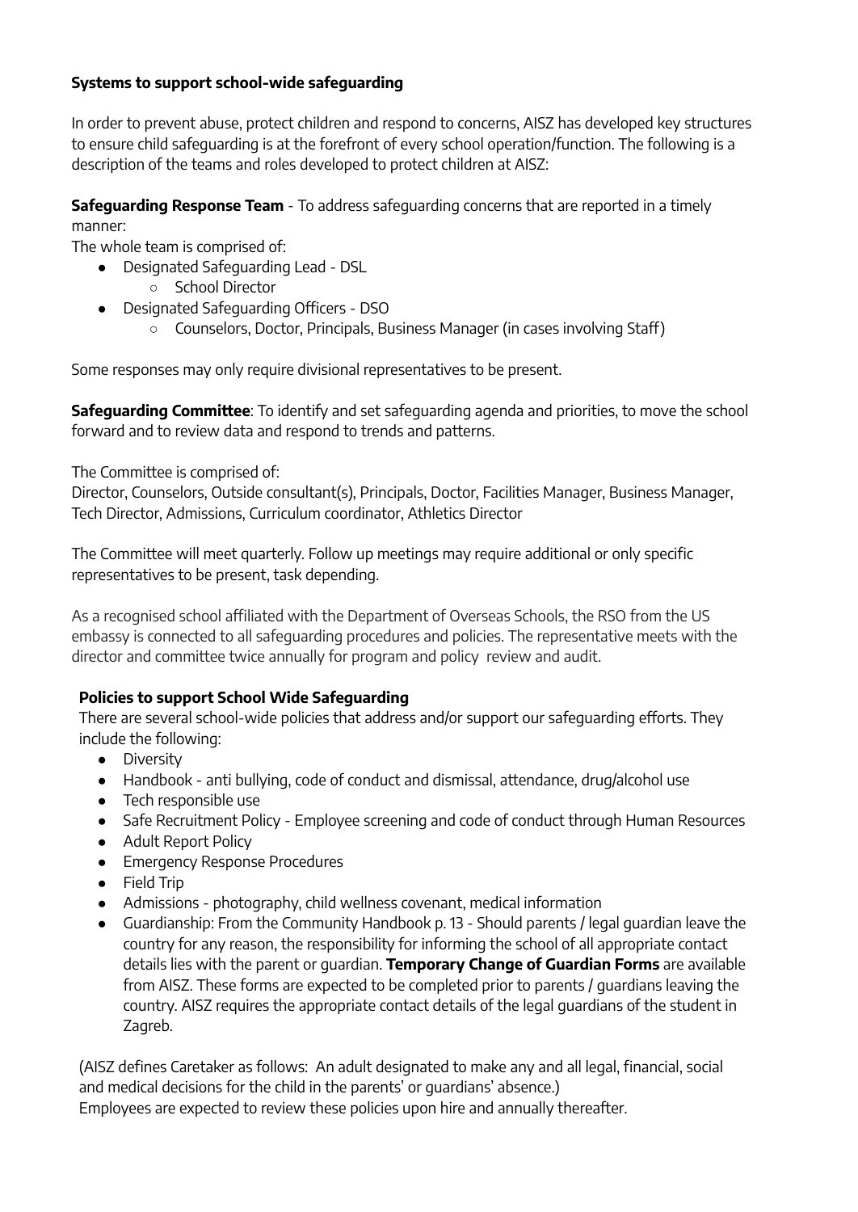**Systems to support school-wide safeguarding**

In order to prevent abuse, protect children and respond to concerns, AISZ has developed key structures to ensure child safeguarding is at the forefront of every school operation/function. The following is a description of the teams and roles developed to protect children at AISZ:

**Safeguarding Response Team** - To address safeguarding concerns that are reported in a timely manner:
The whole team is comprised of:

- Designated Safeguarding Lead - DSL
  - School Director
- Designated Safeguarding Officers - DSO
  - Counselors, Doctor, Principals, Business Manager (in cases involving Staff)

Some responses may only require divisional representatives to be present.

**Safeguarding Committee**: To identify and set safeguarding agenda and priorities, to move the school forward and to review data and respond to trends and patterns.

The Committee is comprised of:
Director, Counselors, Outside consultant(s), Principals, Doctor, Facilities Manager, Business Manager, Tech Director, Admissions, Curriculum coordinator, Athletics Director

The Committee will meet quarterly. Follow up meetings may require additional or only specific representatives to be present, task depending.

As a recognised school affiliated with the Department of Overseas Schools, the RSO from the US embassy is connected to all safeguarding procedures and policies. The representative meets with the director and committee twice annually for program and policy review and audit.

**Policies to support School Wide Safeguarding**
There are several school-wide policies that address and/or support our safeguarding efforts. They include the following:

- Diversity
- Handbook - anti bullying, code of conduct and dismissal, attendance, drug/alcohol use
- Tech responsible use
- Safe Recruitment Policy - Employee screening and code of conduct through Human Resources
- Adult Report Policy
- Emergency Response Procedures
- Field Trip
- Admissions - photography, child wellness covenant, medical information
- Guardianship: From the Community Handbook p. 13 - Should parents / legal guardian leave the country for any reason, the responsibility for informing the school of all appropriate contact details lies with the parent or guardian. **Temporary Change of Guardian Forms** are available from AISZ. These forms are expected to be completed prior to parents / guardians leaving the country. AISZ requires the appropriate contact details of the legal guardians of the student in Zagreb.

(AISZ defines Caretaker as follows: An adult designated to make any and all legal, financial, social and medical decisions for the child in the parents' or guardians' absence.)
Employees are expected to review these policies upon hire and annually thereafter.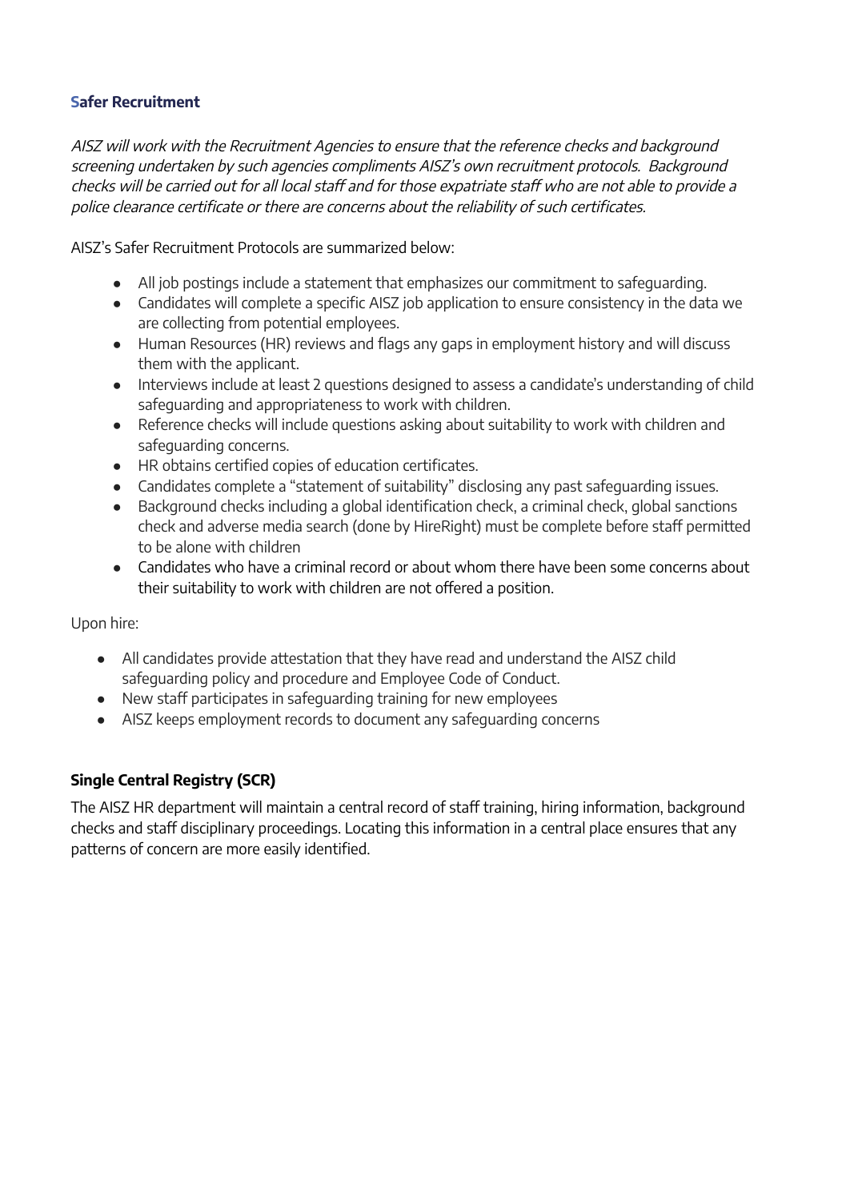## Safer Recruitment

*AISZ will work with the Recruitment Agencies to ensure that the reference checks and background screening undertaken by such agencies compliments AISZ's own recruitment protocols. Background checks will be carried out for all local staff and for those expatriate staff who are not able to provide a police clearance certificate or there are concerns about the reliability of such certificates.*

AISZ's Safer Recruitment Protocols are summarized below:

- All job postings include a statement that emphasizes our commitment to safeguarding.
- Candidates will complete a specific AISZ job application to ensure consistency in the data we are collecting from potential employees.
- Human Resources (HR) reviews and flags any gaps in employment history and will discuss them with the applicant.
- Interviews include at least 2 questions designed to assess a candidate's understanding of child safeguarding and appropriateness to work with children.
- Reference checks will include questions asking about suitability to work with children and safeguarding concerns.
- HR obtains certified copies of education certificates.
- Candidates complete a "statement of suitability" disclosing any past safeguarding issues.
- Background checks including a global identification check, a criminal check, global sanctions check and adverse media search (done by HireRight) must be complete before staff permitted to be alone with children
- Candidates who have a criminal record or about whom there have been some concerns about their suitability to work with children are not offered a position.

Upon hire:

- All candidates provide attestation that they have read and understand the AISZ child safeguarding policy and procedure and Employee Code of Conduct.
- New staff participates in safeguarding training for new employees
- AISZ keeps employment records to document any safeguarding concerns

## Single Central Registry (SCR)

The AISZ HR department will maintain a central record of staff training, hiring information, background checks and staff disciplinary proceedings. Locating this information in a central place ensures that any patterns of concern are more easily identified.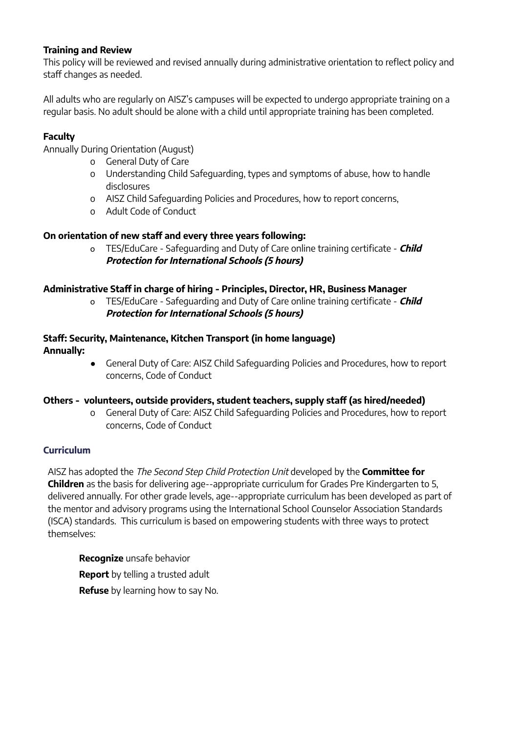**Training and Review**

This policy will be reviewed and revised annually during administrative orientation to reflect policy and staff changes as needed.

All adults who are regularly on AISZ's campuses will be expected to undergo appropriate training on a regular basis. No adult should be alone with a child until appropriate training has been completed.

**Faculty**

Annually During Orientation (August)

- General Duty of Care
- Understanding Child Safeguarding, types and symptoms of abuse, how to handle disclosures
- AISZ Child Safeguarding Policies and Procedures, how to report concerns,
- Adult Code of Conduct

**On orientation of new staff and every three years following:**

- TES/EduCare - Safeguarding and Duty of Care online training certificate - ***Child Protection for International Schools (5 hours)***

**Administrative Staff in charge of hiring - Principles, Director, HR, Business Manager**

- TES/EduCare - Safeguarding and Duty of Care online training certificate - ***Child Protection for International Schools (5 hours)***

**Staff: Security, Maintenance, Kitchen Transport (in home language)**
**Annually:**

- General Duty of Care: AISZ Child Safeguarding Policies and Procedures, how to report concerns, Code of Conduct

**Others - volunteers, outside providers, student teachers, supply staff (as hired/needed)**

- General Duty of Care: AISZ Child Safeguarding Policies and Procedures, how to report concerns, Code of Conduct

**Curriculum**

AISZ has adopted the *The Second Step Child Protection Unit* developed by the **Committee for Children** as the basis for delivering age--appropriate curriculum for Grades Pre Kindergarten to 5, delivered annually. For other grade levels, age--appropriate curriculum has been developed as part of the mentor and advisory programs using the International School Counselor Association Standards (ISCA) standards. This curriculum is based on empowering students with three ways to protect themselves:

**Recognize** unsafe behavior

**Report** by telling a trusted adult

**Refuse** by learning how to say No.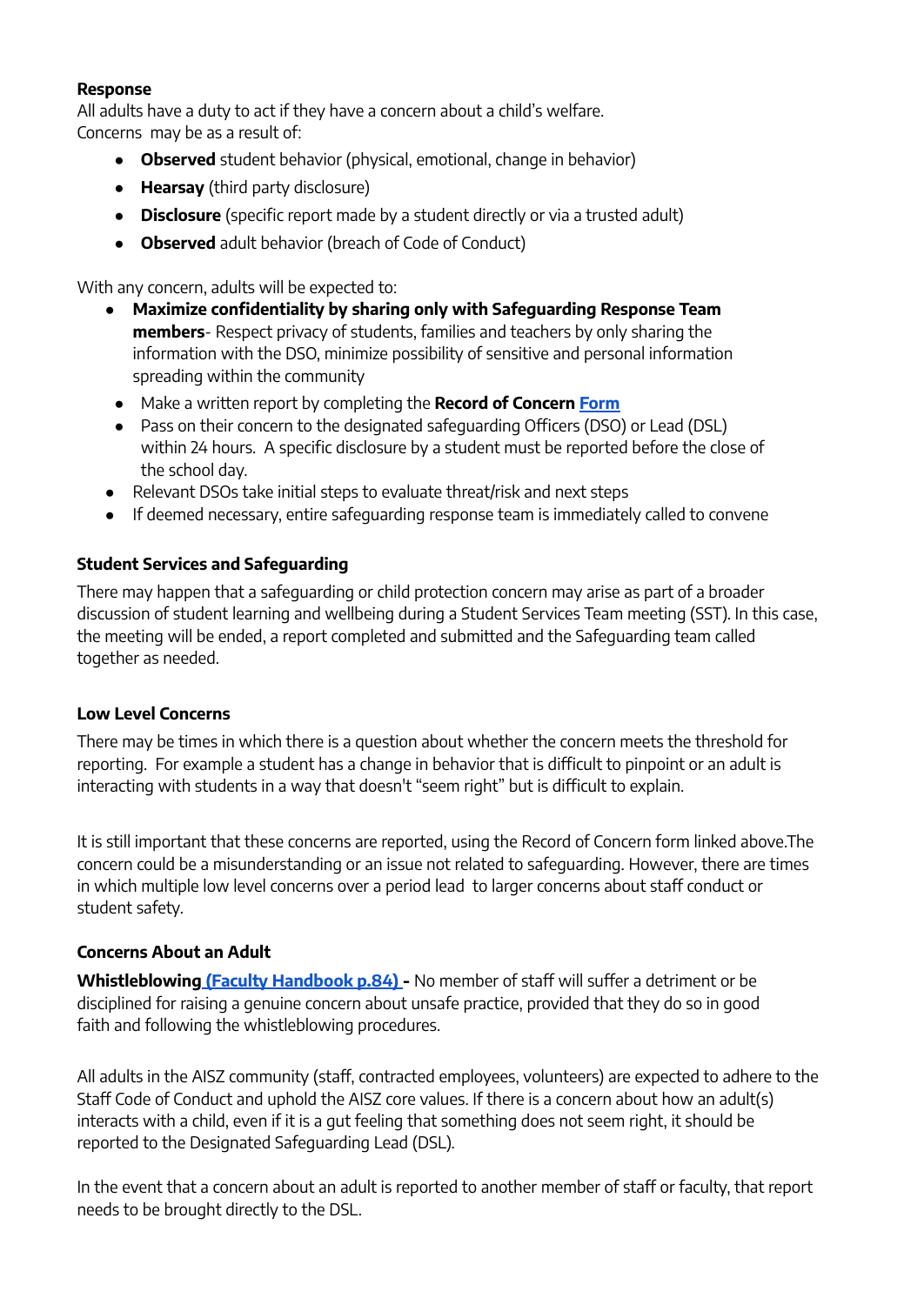**Response**

All adults have a duty to act if they have a concern about a child's welfare.
Concerns may be as a result of:

- **Observed** student behavior (physical, emotional, change in behavior)
- **Hearsay** (third party disclosure)
- **Disclosure** (specific report made by a student directly or via a trusted adult)
- **Observed** adult behavior (breach of Code of Conduct)

With any concern, adults will be expected to:

- **Maximize confidentiality by sharing only with Safeguarding Response Team members**- Respect privacy of students, families and teachers by only sharing the information with the DSO, minimize possibility of sensitive and personal information spreading within the community
- Make a written report by completing the **Record of Concern** **Form**
- Pass on their concern to the designated safeguarding Officers (DSO) or Lead (DSL) within 24 hours. A specific disclosure by a student must be reported before the close of the school day.
- Relevant DSOs take initial steps to evaluate threat/risk and next steps
- If deemed necessary, entire safeguarding response team is immediately called to convene

**Student Services and Safeguarding**

There may happen that a safeguarding or child protection concern may arise as part of a broader discussion of student learning and wellbeing during a Student Services Team meeting (SST). In this case, the meeting will be ended, a report completed and submitted and the Safeguarding team called together as needed.

**Low Level Concerns**

There may be times in which there is a question about whether the concern meets the threshold for reporting. For example a student has a change in behavior that is difficult to pinpoint or an adult is interacting with students in a way that doesn't "seem right" but is difficult to explain.

It is still important that these concerns are reported, using the Record of Concern form linked above.The concern could be a misunderstanding or an issue not related to safeguarding. However, there are times in which multiple low level concerns over a period lead to larger concerns about staff conduct or student safety.

**Concerns About an Adult**

**Whistleblowing (Faculty Handbook p.84) -** No member of staff will suffer a detriment or be disciplined for raising a genuine concern about unsafe practice, provided that they do so in good faith and following the whistleblowing procedures.

All adults in the AISZ community (staff, contracted employees, volunteers) are expected to adhere to the Staff Code of Conduct and uphold the AISZ core values. If there is a concern about how an adult(s) interacts with a child, even if it is a gut feeling that something does not seem right, it should be reported to the Designated Safeguarding Lead (DSL).

In the event that a concern about an adult is reported to another member of staff or faculty, that report needs to be brought directly to the DSL.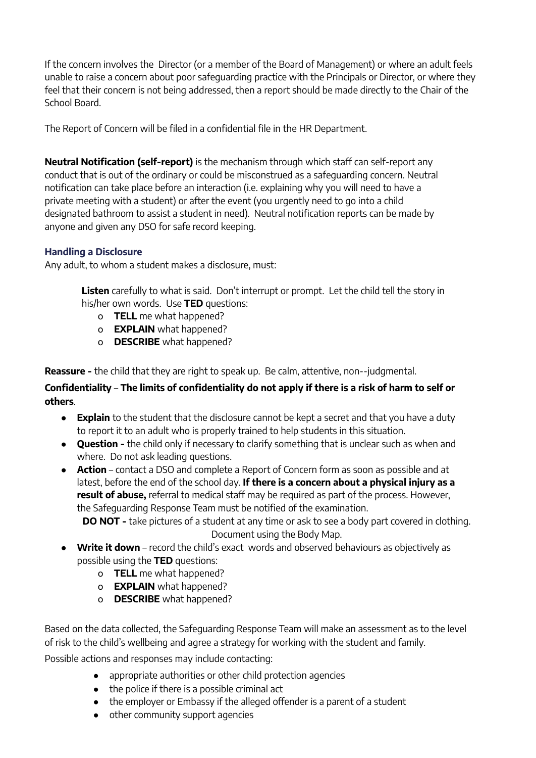If the concern involves the Director (or a member of the Board of Management) or where an adult feels unable to raise a concern about poor safeguarding practice with the Principals or Director, or where they feel that their concern is not being addressed, then a report should be made directly to the Chair of the School Board.

The Report of Concern will be filed in a confidential file in the HR Department.

**Neutral Notification (self-report)** is the mechanism through which staff can self-report any conduct that is out of the ordinary or could be misconstrued as a safeguarding concern. Neutral notification can take place before an interaction (i.e. explaining why you will need to have a private meeting with a student) or after the event (you urgently need to go into a child designated bathroom to assist a student in need). Neutral notification reports can be made by anyone and given any DSO for safe record keeping.

### Handling a Disclosure

Any adult, to whom a student makes a disclosure, must:

**Listen** carefully to what is said. Don't interrupt or prompt. Let the child tell the story in his/her own words. Use **TED** questions:

- **TELL** me what happened?
- **EXPLAIN** what happened?
- **DESCRIBE** what happened?

**Reassure -** the child that they are right to speak up. Be calm, attentive, non--judgmental.

**Confidentiality** – **The limits of confidentiality do not apply if there is a risk of harm to self or others**.

- **Explain** to the student that the disclosure cannot be kept a secret and that you have a duty to report it to an adult who is properly trained to help students in this situation.
- **Question -** the child only if necessary to clarify something that is unclear such as when and where. Do not ask leading questions.
- **Action** – contact a DSO and complete a Report of Concern form as soon as possible and at latest, before the end of the school day. **If there is a concern about a physical injury as a result of abuse,** referral to medical staff may be required as part of the process. However, the Safeguarding Response Team must be notified of the examination.
  **DO NOT -** take pictures of a student at any time or ask to see a body part covered in clothing. Document using the Body Map.
- **Write it down** – record the child's exact words and observed behaviours as objectively as possible using the **TED** questions:
  - **TELL** me what happened?
  - **EXPLAIN** what happened?
  - **DESCRIBE** what happened?

Based on the data collected, the Safeguarding Response Team will make an assessment as to the level of risk to the child's wellbeing and agree a strategy for working with the student and family.

Possible actions and responses may include contacting:

- appropriate authorities or other child protection agencies
- the police if there is a possible criminal act
- the employer or Embassy if the alleged offender is a parent of a student
- other community support agencies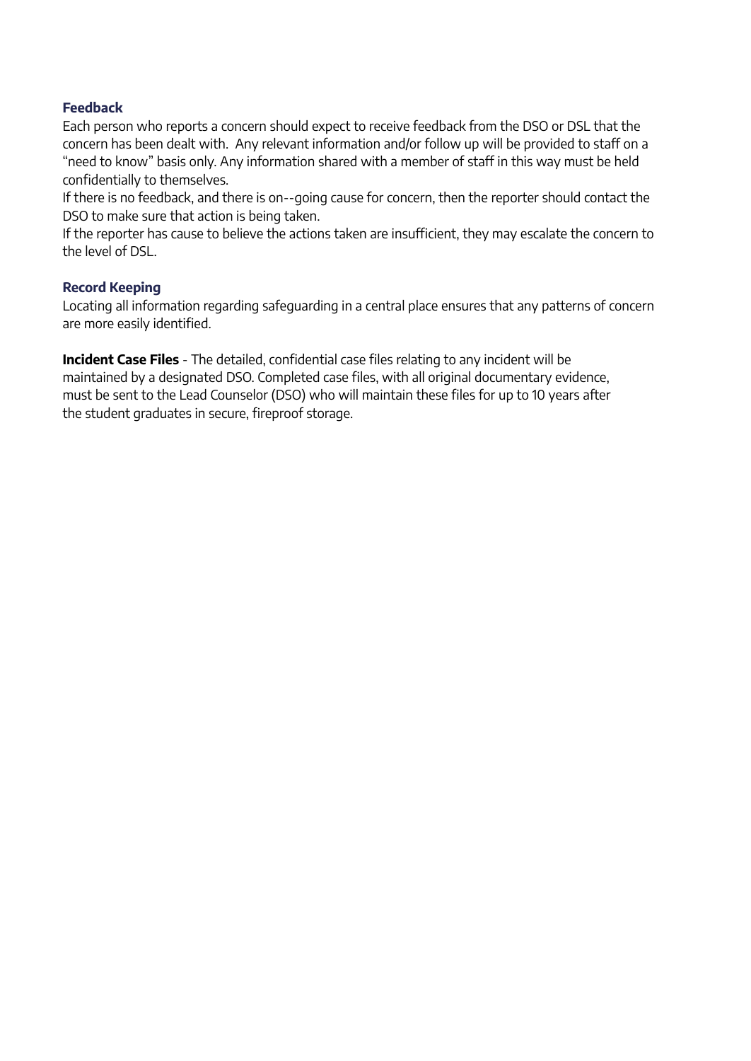### Feedback

Each person who reports a concern should expect to receive feedback from the DSO or DSL that the concern has been dealt with.  Any relevant information and/or follow up will be provided to staff on a "need to know" basis only. Any information shared with a member of staff in this way must be held confidentially to themselves.

If there is no feedback, and there is on--going cause for concern, then the reporter should contact the DSO to make sure that action is being taken.

If the reporter has cause to believe the actions taken are insufficient, they may escalate the concern to the level of DSL.

### Record Keeping

Locating all information regarding safeguarding in a central place ensures that any patterns of concern are more easily identified.

**Incident Case Files** - The detailed, confidential case files relating to any incident will be maintained by a designated DSO. Completed case files, with all original documentary evidence, must be sent to the Lead Counselor (DSO) who will maintain these files for up to 10 years after the student graduates in secure, fireproof storage.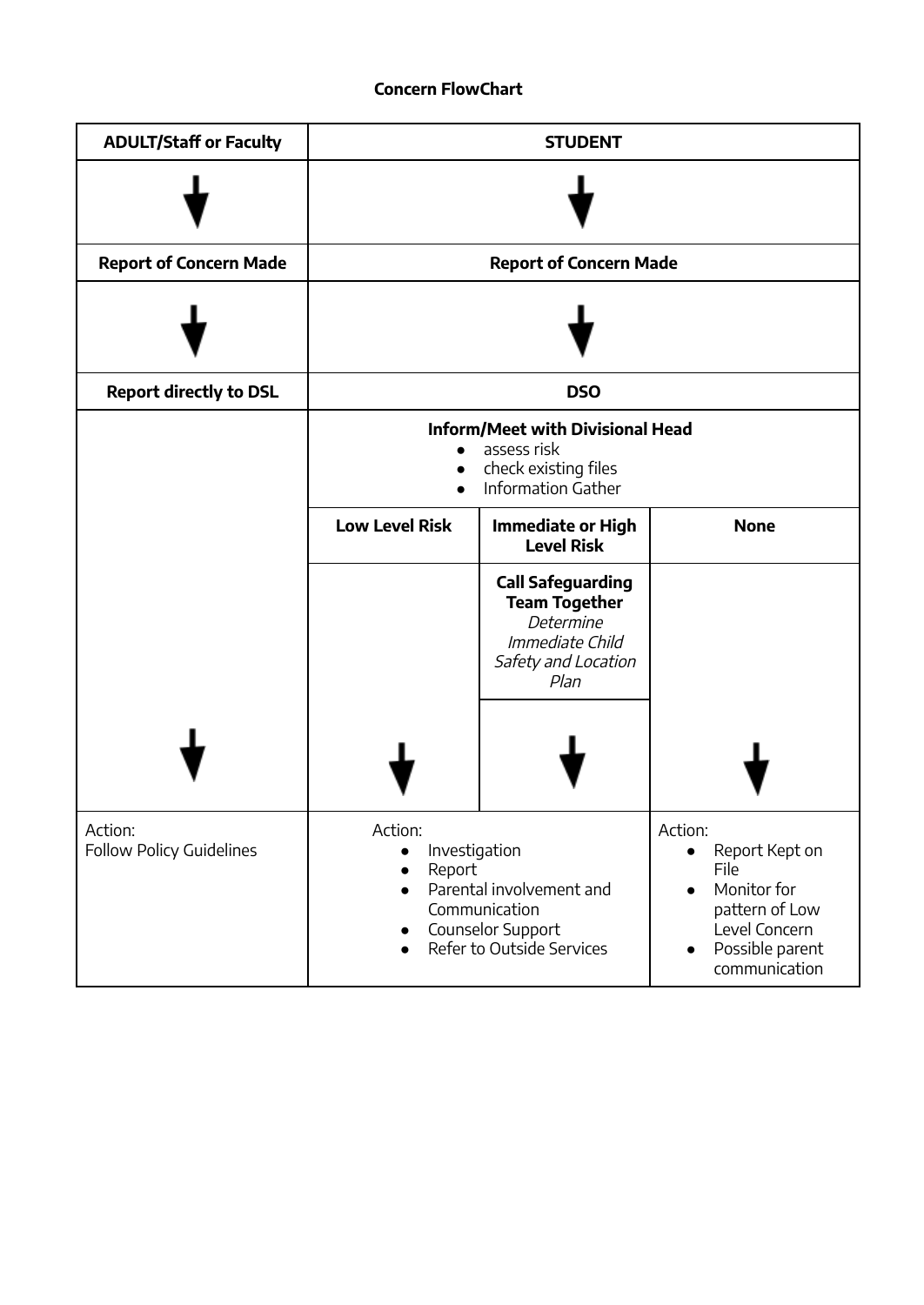**Concern FlowChart**

| ADULT/Staff or Faculty | STUDENT | | |
|---|---|---|---|
| ↓ | ↓ | | |
| **Report of Concern Made** | **Report of Concern Made** | | |
| ↓ | ↓ | | |
| **Report directly to DSL** | **DSO** | | |
| | **Inform/Meet with Divisional Head**<br>• assess risk<br>• check existing files<br>• Information Gather | | |
| | **Low Level Risk** | **Immediate or High Level Risk** | **None** |
| | | **Call Safeguarding Team Together**<br>*Determine Immediate Child Safety and Location Plan* | |
| ↓ | ↓ | ↓ | ↓ |
| Action:<br>Follow Policy Guidelines | Action:<br>• Investigation<br>• Report<br>• Parental involvement and Communication<br>• Counselor Support<br>• Refer to Outside Services | | Action:<br>• Report Kept on File<br>• Monitor for pattern of Low Level Concern<br>• Possible parent communication |